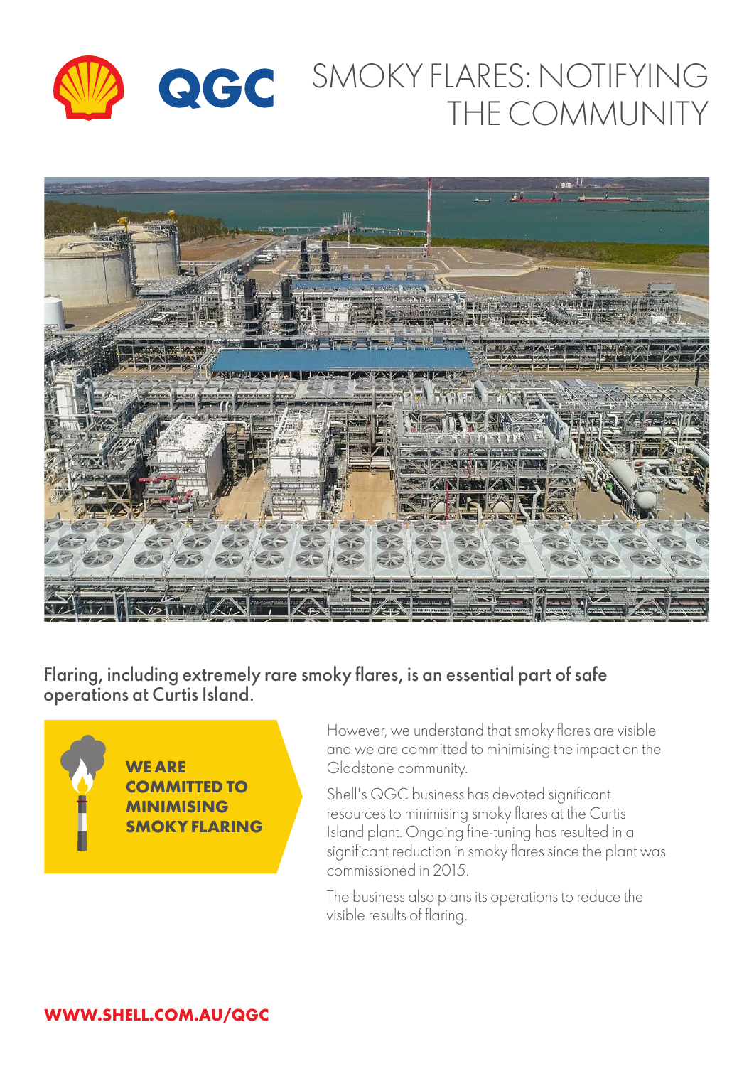# SMOKY FLARES: NOTIFYING THE COMMUNITY

**Flaring, including extremely rare smoky flares, is an essential part of safe operations at Curtis Island.**

**WE ARE COMMITTED TO MINIMISING SMOKY FLARING**

However, we understand that smoky flares are visible and we are committed to minimising the impact on the Gladstone community.

Shell's QGC business has devoted significant resources to minimising smoky flares at the Curtis Island plant. Ongoing fine-tuning has resulted in a significant reduction in smoky flares since the plant was commissioned in 2015.

The business also plans its operations to reduce the visible results of flaring.

**WWW.SHELL.COM.AU/QGC**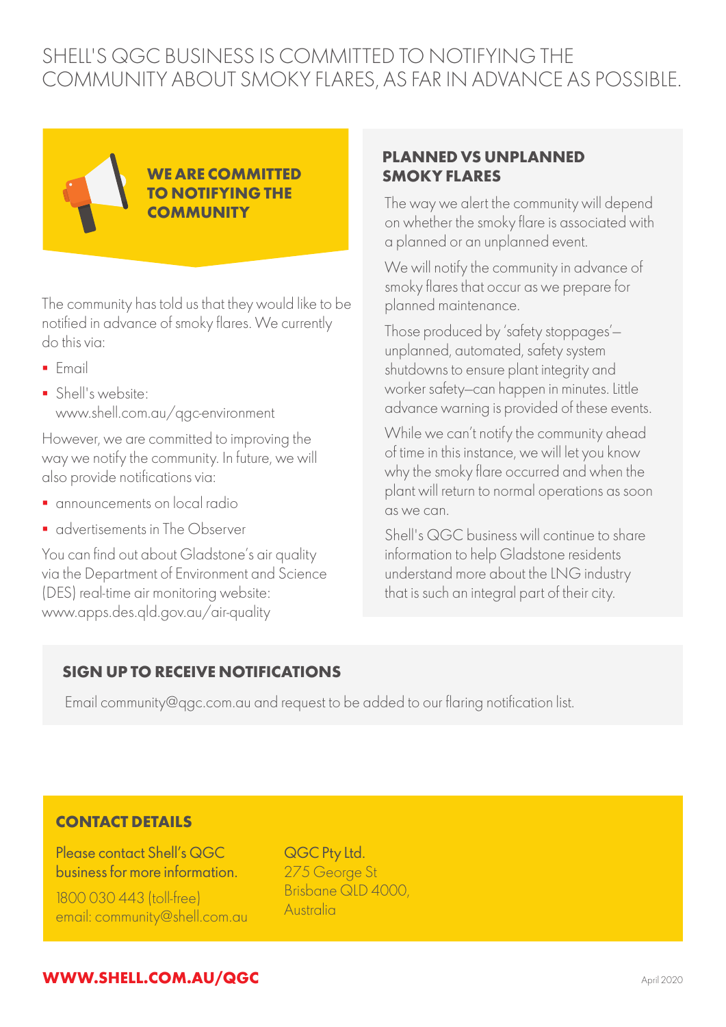# SHELL'S QGC BUSINESS IS COMMITTED TO NOTIFYING THE COMMUNITY ABOUT SMOKY FLARES, AS FAR IN ADVANCE AS POSSIBLE.

## WE ARE COMMITTED TO NOTIFYING THE COMMUNITY

The community has told us that they would like to be notified in advance of smoky flares. We currently do this via:

- Email
- Shell's website: www.shell.com.au/qgc-environment

However, we are committed to improving the way we notify the community. In future, we will also provide notifications via:

- announcements on local radio
- advertisements in The Observer

You can find out about Gladstone's air quality via the Department of Environment and Science (DES) real-time air monitoring website: www.apps.des.qld.gov.au/air-quality

## PLANNED VS UNPLANNED SMOKY FLARES

The way we alert the community will depend on whether the smoky flare is associated with a planned or an unplanned event.

We will notify the community in advance of smoky flares that occur as we prepare for planned maintenance.

Those produced by 'safety stoppages'—unplanned, automated, safety system shutdowns to ensure plant integrity and worker safety—can happen in minutes. Little advance warning is provided of these events.

While we can't notify the community ahead of time in this instance, we will let you know why the smoky flare occurred and when the plant will return to normal operations as soon as we can.

Shell's QGC business will continue to share information to help Gladstone residents understand more about the LNG industry that is such an integral part of their city.

## SIGN UP TO RECEIVE NOTIFICATIONS

Email community@qgc.com.au and request to be added to our flaring notification list.

## CONTACT DETAILS

Please contact Shell's QGC business for more information.

1800 030 443 (toll-free)
email: community@shell.com.au

QGC Pty Ltd.
275 George St
Brisbane QLD 4000,
Australia

**WWW.SHELL.COM.AU/QGC**

April 2020